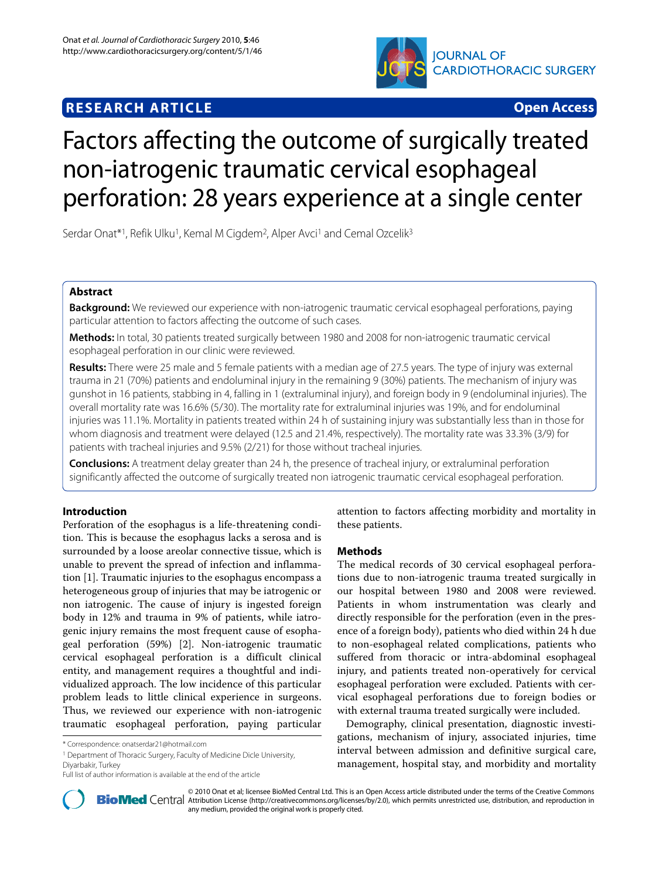**RESEARCH ARTICLE** **Open Access**

# Factors affecting the outcome of surgically treated non-iatrogenic traumatic cervical esophageal perforation: 28 years experience at a single center

Serdar Onat*[1], Refik Ulku[1], Kemal M Cigdem[2], Alper Avci[1] and Cemal Ozcelik[3]

## Abstract

**Background:** We reviewed our experience with non-iatrogenic traumatic cervical esophageal perforations, paying particular attention to factors affecting the outcome of such cases.

**Methods:** In total, 30 patients treated surgically between 1980 and 2008 for non-iatrogenic traumatic cervical esophageal perforation in our clinic were reviewed.

**Results:** There were 25 male and 5 female patients with a median age of 27.5 years. The type of injury was external trauma in 21 (70%) patients and endoluminal injury in the remaining 9 (30%) patients. The mechanism of injury was gunshot in 16 patients, stabbing in 4, falling in 1 (extraluminal injury), and foreign body in 9 (endoluminal injuries). The overall mortality rate was 16.6% (5/30). The mortality rate for extraluminal injuries was 19%, and for endoluminal injuries was 11.1%. Mortality in patients treated within 24 h of sustaining injury was substantially less than in those for whom diagnosis and treatment were delayed (12.5 and 21.4%, respectively). The mortality rate was 33.3% (3/9) for patients with tracheal injuries and 9.5% (2/21) for those without tracheal injuries.

**Conclusions:** A treatment delay greater than 24 h, the presence of tracheal injury, or extraluminal perforation significantly affected the outcome of surgically treated non iatrogenic traumatic cervical esophageal perforation.

## Introduction

Perforation of the esophagus is a life-threatening condition. This is because the esophagus lacks a serosa and is surrounded by a loose areolar connective tissue, which is unable to prevent the spread of infection and inflammation [1]. Traumatic injuries to the esophagus encompass a heterogeneous group of injuries that may be iatrogenic or non iatrogenic. The cause of injury is ingested foreign body in 12% and trauma in 9% of patients, while iatrogenic injury remains the most frequent cause of esophageal perforation (59%) [2]. Non-iatrogenic traumatic cervical esophageal perforation is a difficult clinical entity, and management requires a thoughtful and individualized approach. The low incidence of this particular problem leads to little clinical experience in surgeons. Thus, we reviewed our experience with non-iatrogenic traumatic esophageal perforation, paying particular attention to factors affecting morbidity and mortality in these patients.

## Methods

The medical records of 30 cervical esophageal perforations due to non-iatrogenic trauma treated surgically in our hospital between 1980 and 2008 were reviewed. Patients in whom instrumentation was clearly and directly responsible for the perforation (even in the presence of a foreign body), patients who died within 24 h due to non-esophageal related complications, patients who suffered from thoracic or intra-abdominal esophageal injury, and patients treated non-operatively for cervical esophageal perforation were excluded. Patients with cervical esophageal perforations due to foreign bodies or with external trauma treated surgically were included.

Demography, clinical presentation, diagnostic investigations, mechanism of injury, associated injuries, time interval between admission and definitive surgical care, management, hospital stay, and morbidity and mortality

\* Correspondence: onatserdar21@hotmail.com

[1] Department of Thoracic Surgery, Faculty of Medicine Dicle University, Diyarbakir, Turkey

Full list of author information is available at the end of the article

© 2010 Onat et al; licensee BioMed Central Ltd. This is an Open Access article distributed under the terms of the Creative Commons Attribution License (http://creativecommons.org/licenses/by/2.0), which permits unrestricted use, distribution, and reproduction in any medium, provided the original work is properly cited.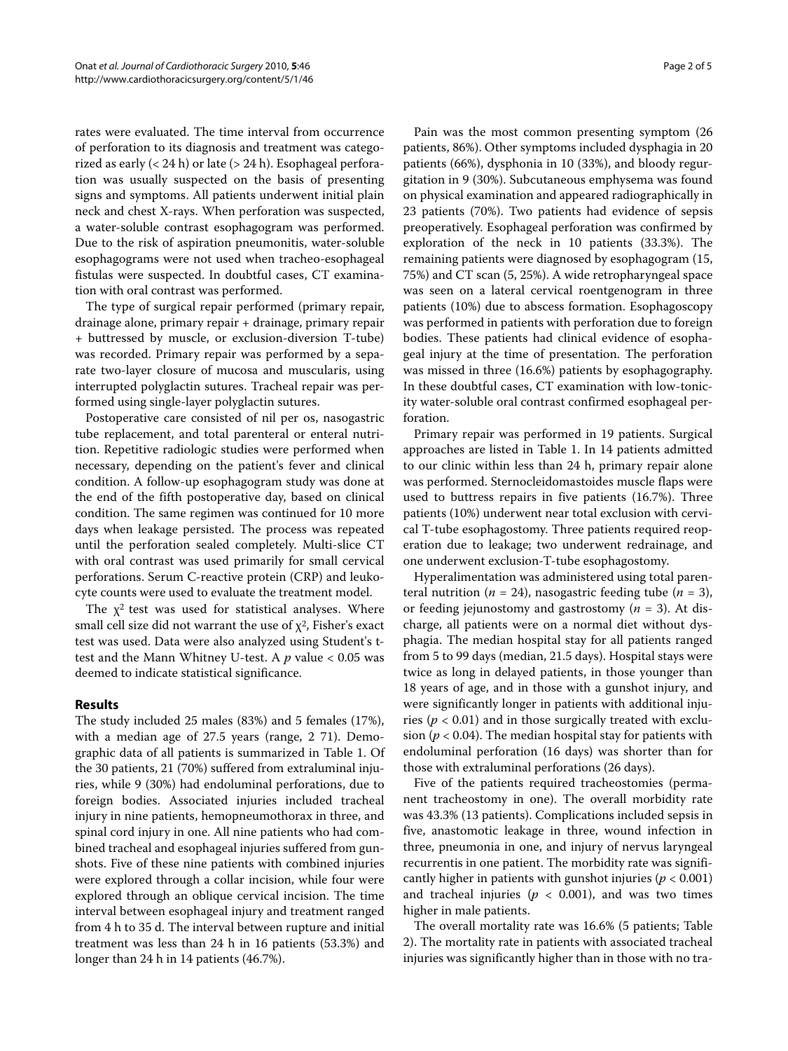rates were evaluated. The time interval from occurrence of perforation to its diagnosis and treatment was categorized as early (< 24 h) or late (> 24 h). Esophageal perforation was usually suspected on the basis of presenting signs and symptoms. All patients underwent initial plain neck and chest X-rays. When perforation was suspected, a water-soluble contrast esophagogram was performed. Due to the risk of aspiration pneumonitis, water-soluble esophagograms were not used when tracheo-esophageal fistulas were suspected. In doubtful cases, CT examination with oral contrast was performed.

The type of surgical repair performed (primary repair, drainage alone, primary repair + drainage, primary repair + buttressed by muscle, or exclusion-diversion T-tube) was recorded. Primary repair was performed by a separate two-layer closure of mucosa and muscularis, using interrupted polyglactin sutures. Tracheal repair was performed using single-layer polyglactin sutures.

Postoperative care consisted of nil per os, nasogastric tube replacement, and total parenteral or enteral nutrition. Repetitive radiologic studies were performed when necessary, depending on the patient's fever and clinical condition. A follow-up esophagogram study was done at the end of the fifth postoperative day, based on clinical condition. The same regimen was continued for 10 more days when leakage persisted. The process was repeated until the perforation sealed completely. Multi-slice CT with oral contrast was used primarily for small cervical perforations. Serum C-reactive protein (CRP) and leukocyte counts were used to evaluate the treatment model.

The $\chi^2$ test was used for statistical analyses. Where small cell size did not warrant the use of $\chi^2$, Fisher's exact test was used. Data were also analyzed using Student's t-test and the Mann Whitney U-test. A $p$ value $< 0.05$ was deemed to indicate statistical significance.

## Results

The study included 25 males (83%) and 5 females (17%), with a median age of 27.5 years (range, 2 71). Demographic data of all patients is summarized in Table 1. Of the 30 patients, 21 (70%) suffered from extraluminal injuries, while 9 (30%) had endoluminal perforations, due to foreign bodies. Associated injuries included tracheal injury in nine patients, hemopneumothorax in three, and spinal cord injury in one. All nine patients who had combined tracheal and esophageal injuries suffered from gunshots. Five of these nine patients with combined injuries were explored through a collar incision, while four were explored through an oblique cervical incision. The time interval between esophageal injury and treatment ranged from 4 h to 35 d. The interval between rupture and initial treatment was less than 24 h in 16 patients (53.3%) and longer than 24 h in 14 patients (46.7%).

Pain was the most common presenting symptom (26 patients, 86%). Other symptoms included dysphagia in 20 patients (66%), dysphonia in 10 (33%), and bloody regurgitation in 9 (30%). Subcutaneous emphysema was found on physical examination and appeared radiographically in 23 patients (70%). Two patients had evidence of sepsis preoperatively. Esophageal perforation was confirmed by exploration of the neck in 10 patients (33.3%). The remaining patients were diagnosed by esophagogram (15, 75%) and CT scan (5, 25%). A wide retropharyngeal space was seen on a lateral cervical roentgenogram in three patients (10%) due to abscess formation. Esophagoscopy was performed in patients with perforation due to foreign bodies. These patients had clinical evidence of esophageal injury at the time of presentation. The perforation was missed in three (16.6%) patients by esophagography. In these doubtful cases, CT examination with low-tonicity water-soluble oral contrast confirmed esophageal perforation.

Primary repair was performed in 19 patients. Surgical approaches are listed in Table 1. In 14 patients admitted to our clinic within less than 24 h, primary repair alone was performed. Sternocleidomastoides muscle flaps were used to buttress repairs in five patients (16.7%). Three patients (10%) underwent near total exclusion with cervical T-tube esophagostomy. Three patients required reoperation due to leakage; two underwent redrainage, and one underwent exclusion-T-tube esophagostomy.

Hyperalimentation was administered using total parenteral nutrition ($n = 24$), nasogastric feeding tube ($n = 3$), or feeding jejunostomy and gastrostomy ($n = 3$). At discharge, all patients were on a normal diet without dysphagia. The median hospital stay for all patients ranged from 5 to 99 days (median, 21.5 days). Hospital stays were twice as long in delayed patients, in those younger than 18 years of age, and in those with a gunshot injury, and were significantly longer in patients with additional injuries ($p < 0.01$) and in those surgically treated with exclusion ($p < 0.04$). The median hospital stay for patients with endoluminal perforation (16 days) was shorter than for those with extraluminal perforations (26 days).

Five of the patients required tracheostomies (permanent tracheostomy in one). The overall morbidity rate was 43.3% (13 patients). Complications included sepsis in five, anastomotic leakage in three, wound infection in three, pneumonia in one, and injury of nervus laryngeal recurrentis in one patient. The morbidity rate was significantly higher in patients with gunshot injuries ($p < 0.001$) and tracheal injuries ($p < 0.001$), and was two times higher in male patients.

The overall mortality rate was 16.6% (5 patients; Table 2). The mortality rate in patients with associated tracheal injuries was significantly higher than in those with no tra-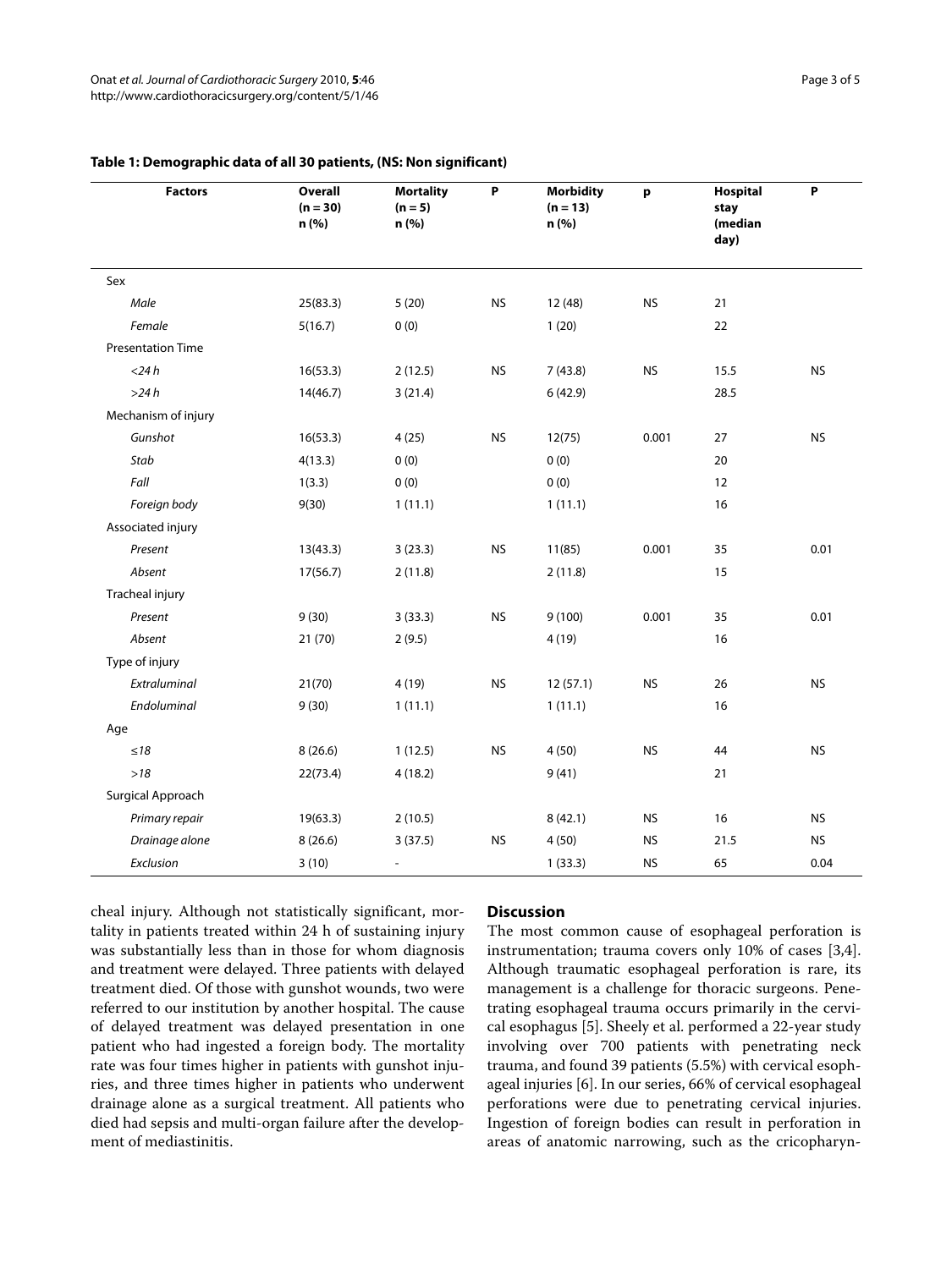**Table 1: Demographic data of all 30 patients, (NS: Non significant)**

| Factors | Overall (n = 30) n (%) | Mortality (n = 5) n (%) | P | Morbidity (n = 13) n (%) | p | Hospital stay (median day) | P |
|---|---|---|---|---|---|---|---|
| Sex | | | | | | | |
| *Male* | 25(83.3) | 5 (20) | NS | 12 (48) | NS | 21 | |
| *Female* | 5(16.7) | 0 (0) | | 1 (20) | | 22 | |
| Presentation Time | | | | | | | |
| *<24 h* | 16(53.3) | 2 (12.5) | NS | 7 (43.8) | NS | 15.5 | NS |
| *>24 h* | 14(46.7) | 3 (21.4) | | 6 (42.9) | | 28.5 | |
| Mechanism of injury | | | | | | | |
| *Gunshot* | 16(53.3) | 4 (25) | NS | 12(75) | 0.001 | 27 | NS |
| *Stab* | 4(13.3) | 0 (0) | | 0 (0) | | 20 | |
| *Fall* | 1(3.3) | 0 (0) | | 0 (0) | | 12 | |
| *Foreign body* | 9(30) | 1 (11.1) | | 1 (11.1) | | 16 | |
| Associated injury | | | | | | | |
| *Present* | 13(43.3) | 3 (23.3) | NS | 11(85) | 0.001 | 35 | 0.01 |
| *Absent* | 17(56.7) | 2 (11.8) | | 2 (11.8) | | 15 | |
| Tracheal injury | | | | | | | |
| *Present* | 9 (30) | 3 (33.3) | NS | 9 (100) | 0.001 | 35 | 0.01 |
| *Absent* | 21 (70) | 2 (9.5) | | 4 (19) | | 16 | |
| Type of injury | | | | | | | |
| *Extraluminal* | 21(70) | 4 (19) | NS | 12 (57.1) | NS | 26 | NS |
| *Endoluminal* | 9 (30) | 1 (11.1) | | 1 (11.1) | | 16 | |
| Age | | | | | | | |
| *≤18* | 8 (26.6) | 1 (12.5) | NS | 4 (50) | NS | 44 | NS |
| *>18* | 22(73.4) | 4 (18.2) | | 9 (41) | | 21 | |
| Surgical Approach | | | | | | | |
| *Primary repair* | 19(63.3) | 2 (10.5) | | 8 (42.1) | NS | 16 | NS |
| *Drainage alone* | 8 (26.6) | 3 (37.5) | NS | 4 (50) | NS | 21.5 | NS |
| *Exclusion* | 3 (10) | - | | 1 (33.3) | NS | 65 | 0.04 |

cheal injury. Although not statistically significant, mortality in patients treated within 24 h of sustaining injury was substantially less than in those for whom diagnosis and treatment were delayed. Three patients with delayed treatment died. Of those with gunshot wounds, two were referred to our institution by another hospital. The cause of delayed treatment was delayed presentation in one patient who had ingested a foreign body. The mortality rate was four times higher in patients with gunshot injuries, and three times higher in patients who underwent drainage alone as a surgical treatment. All patients who died had sepsis and multi-organ failure after the development of mediastinitis.

## Discussion

The most common cause of esophageal perforation is instrumentation; trauma covers only 10% of cases [3,4]. Although traumatic esophageal perforation is rare, its management is a challenge for thoracic surgeons. Penetrating esophageal trauma occurs primarily in the cervical esophagus [5]. Sheely et al. performed a 22-year study involving over 700 patients with penetrating neck trauma, and found 39 patients (5.5%) with cervical esophageal injuries [6]. In our series, 66% of cervical esophageal perforations were due to penetrating cervical injuries. Ingestion of foreign bodies can result in perforation in areas of anatomic narrowing, such as the cricopharyn-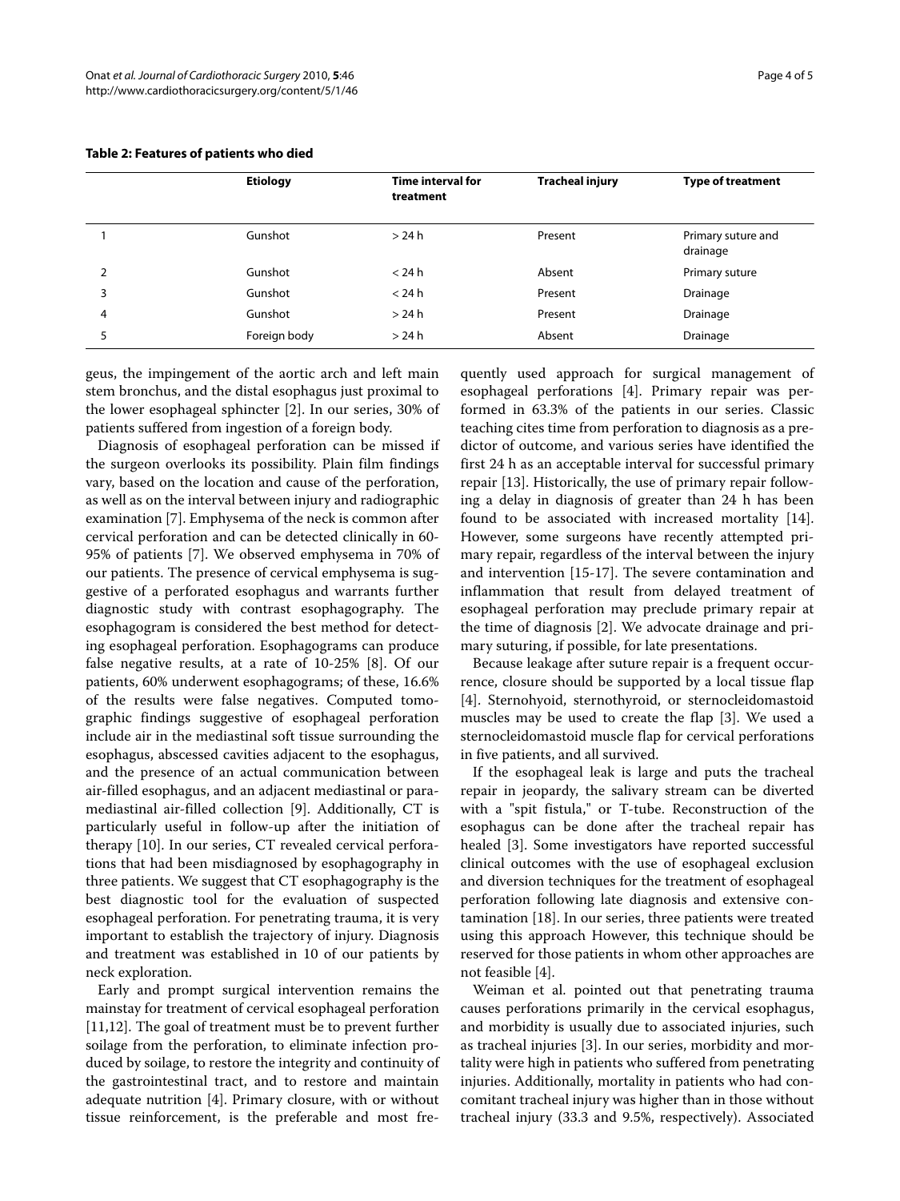**Table 2: Features of patients who died**

| | Etiology | Time interval for treatment | Tracheal injury | Type of treatment |
|---|---|---|---|---|
| 1 | Gunshot | > 24 h | Present | Primary suture and drainage |
| 2 | Gunshot | < 24 h | Absent | Primary suture |
| 3 | Gunshot | < 24 h | Present | Drainage |
| 4 | Gunshot | > 24 h | Present | Drainage |
| 5 | Foreign body | > 24 h | Absent | Drainage |

geus, the impingement of the aortic arch and left main stem bronchus, and the distal esophagus just proximal to the lower esophageal sphincter [2]. In our series, 30% of patients suffered from ingestion of a foreign body.

Diagnosis of esophageal perforation can be missed if the surgeon overlooks its possibility. Plain film findings vary, based on the location and cause of the perforation, as well as on the interval between injury and radiographic examination [7]. Emphysema of the neck is common after cervical perforation and can be detected clinically in 60-95% of patients [7]. We observed emphysema in 70% of our patients. The presence of cervical emphysema is suggestive of a perforated esophagus and warrants further diagnostic study with contrast esophagography. The esophagogram is considered the best method for detecting esophageal perforation. Esophagograms can produce false negative results, at a rate of 10-25% [8]. Of our patients, 60% underwent esophagograms; of these, 16.6% of the results were false negatives. Computed tomographic findings suggestive of esophageal perforation include air in the mediastinal soft tissue surrounding the esophagus, abscessed cavities adjacent to the esophagus, and the presence of an actual communication between air-filled esophagus, and an adjacent mediastinal or paramediastinal air-filled collection [9]. Additionally, CT is particularly useful in follow-up after the initiation of therapy [10]. In our series, CT revealed cervical perforations that had been misdiagnosed by esophagography in three patients. We suggest that CT esophagography is the best diagnostic tool for the evaluation of suspected esophageal perforation. For penetrating trauma, it is very important to establish the trajectory of injury. Diagnosis and treatment was established in 10 of our patients by neck exploration.

Early and prompt surgical intervention remains the mainstay for treatment of cervical esophageal perforation [11,12]. The goal of treatment must be to prevent further soilage from the perforation, to eliminate infection produced by soilage, to restore the integrity and continuity of the gastrointestinal tract, and to restore and maintain adequate nutrition [4]. Primary closure, with or without tissue reinforcement, is the preferable and most frequently used approach for surgical management of esophageal perforations [4]. Primary repair was performed in 63.3% of the patients in our series. Classic teaching cites time from perforation to diagnosis as a predictor of outcome, and various series have identified the first 24 h as an acceptable interval for successful primary repair [13]. Historically, the use of primary repair following a delay in diagnosis of greater than 24 h has been found to be associated with increased mortality [14]. However, some surgeons have recently attempted primary repair, regardless of the interval between the injury and intervention [15-17]. The severe contamination and inflammation that result from delayed treatment of esophageal perforation may preclude primary repair at the time of diagnosis [2]. We advocate drainage and primary suturing, if possible, for late presentations.

Because leakage after suture repair is a frequent occurrence, closure should be supported by a local tissue flap [4]. Sternohyoid, sternothyroid, or sternocleidomastoid muscles may be used to create the flap [3]. We used a sternocleidomastoid muscle flap for cervical perforations in five patients, and all survived.

If the esophageal leak is large and puts the tracheal repair in jeopardy, the salivary stream can be diverted with a "spit fistula," or T-tube. Reconstruction of the esophagus can be done after the tracheal repair has healed [3]. Some investigators have reported successful clinical outcomes with the use of esophageal exclusion and diversion techniques for the treatment of esophageal perforation following late diagnosis and extensive contamination [18]. In our series, three patients were treated using this approach However, this technique should be reserved for those patients in whom other approaches are not feasible [4].

Weiman et al. pointed out that penetrating trauma causes perforations primarily in the cervical esophagus, and morbidity is usually due to associated injuries, such as tracheal injuries [3]. In our series, morbidity and mortality were high in patients who suffered from penetrating injuries. Additionally, mortality in patients who had concomitant tracheal injury was higher than in those without tracheal injury (33.3 and 9.5%, respectively). Associated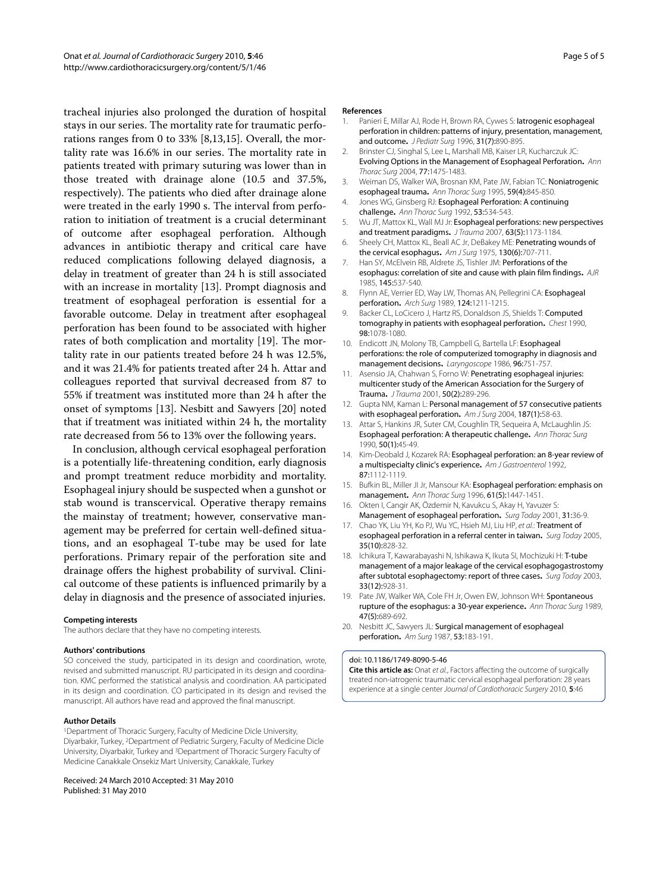tracheal injuries also prolonged the duration of hospital stays in our series. The mortality rate for traumatic perforations ranges from 0 to 33% [8,13,15]. Overall, the mortality rate was 16.6% in our series. The mortality rate in patients treated with primary suturing was lower than in those treated with drainage alone (10.5 and 37.5%, respectively). The patients who died after drainage alone were treated in the early 1990 s. The interval from perforation to initiation of treatment is a crucial determinant of outcome after esophageal perforation. Although advances in antibiotic therapy and critical care have reduced complications following delayed diagnosis, a delay in treatment of greater than 24 h is still associated with an increase in mortality [13]. Prompt diagnosis and treatment of esophageal perforation is essential for a favorable outcome. Delay in treatment after esophageal perforation has been found to be associated with higher rates of both complication and mortality [19]. The mortality rate in our patients treated before 24 h was 12.5%, and it was 21.4% for patients treated after 24 h. Attar and colleagues reported that survival decreased from 87 to 55% if treatment was instituted more than 24 h after the onset of symptoms [13]. Nesbitt and Sawyers [20] noted that if treatment was initiated within 24 h, the mortality rate decreased from 56 to 13% over the following years.

In conclusion, although cervical esophageal perforation is a potentially life-threatening condition, early diagnosis and prompt treatment reduce morbidity and mortality. Esophageal injury should be suspected when a gunshot or stab wound is transcervical. Operative therapy remains the mainstay of treatment; however, conservative management may be preferred for certain well-defined situations, and an esophageal T-tube may be used for late perforations. Primary repair of the perforation site and drainage offers the highest probability of survival. Clinical outcome of these patients is influenced primarily by a delay in diagnosis and the presence of associated injuries.

#### Competing interests

The authors declare that they have no competing interests.

#### Authors' contributions

SO conceived the study, participated in its design and coordination, wrote, revised and submitted manuscript. RU participated in its design and coordination. KMC performed the statistical analysis and coordination. AA participated in its design and coordination. CO participated in its design and revised the manuscript. All authors have read and approved the final manuscript.

#### Author Details

[1]Department of Thoracic Surgery, Faculty of Medicine Dicle University, Diyarbakir, Turkey, [2]Department of Pediatric Surgery, Faculty of Medicine Dicle University, Diyarbakir, Turkey and [3]Department of Thoracic Surgery Faculty of Medicine Canakkale Onsekiz Mart University, Canakkale, Turkey

Received: 24 March 2010 Accepted: 31 May 2010
Published: 31 May 2010

#### References

1. Panieri E, Millar AJ, Rode H, Brown RA, Cywes S: **Iatrogenic esophageal perforation in children: patterns of injury, presentation, management, and outcome.** *J Pediatr Surg* 1996, **31(7):**890-895.
2. Brinster CJ, Singhal S, Lee L, Marshall MB, Kaiser LR, Kucharczuk JC: **Evolving Options in the Management of Esophageal Perforation.** *Ann Thorac Surg* 2004, **77:**1475-1483.
3. Weiman DS, Walker WA, Brosnan KM, Pate JW, Fabian TC: **Noniatrogenic esophageal trauma.** *Ann Thorac Surg* 1995, **59(4):**845-850.
4. Jones WG, Ginsberg RJ: **Esophageal Perforation: A continuing challenge.** *Ann Thorac Surg* 1992, **53:**534-543.
5. Wu JT, Mattox KL, Wall MJ Jr: **Esophageal perforations: new perspectives and treatment paradigms.** *J Trauma* 2007, **63(5):**1173-1184.
6. Sheely CH, Mattox KL, Beall AC Jr, DeBakey ME: **Penetrating wounds of the cervical esophagus.** *Am J Surg* 1975, **130(6):**707-711.
7. Han SY, McElvein RB, Aldrete JS, Tishler JM: **Perforations of the esophagus: correlation of site and cause with plain film findings.** *AJR* 1985, **145:**537-540.
8. Flynn AE, Verrier ED, Way LW, Thomas AN, Pellegrini CA: **Esophageal perforation.** *Arch Surg* 1989, **124:**1211-1215.
9. Backer CL, LoCicero J, Hartz RS, Donaldson JS, Shields T: **Computed tomography in patients with esophageal perforation.** *Chest* 1990, **98:**1078-1080.
10. Endicott JN, Molony TB, Campbell G, Bartella LF: **Esophageal perforations: the role of computerized tomography in diagnosis and management decisions.** *Laryngoscope* 1986, **96:**751-757.
11. Asensio JA, Chahwan S, Forno W: **Penetrating esophageal injuries: multicenter study of the American Association for the Surgery of Trauma.** *J Trauma* 2001, **50(2):**289-296.
12. Gupta NM, Kaman L: **Personal management of 57 consecutive patients with esophageal perforation.** *Am J Surg* 2004, **187(1):**58-63.
13. Attar S, Hankins JR, Suter CM, Coughlin TR, Sequeira A, McLaughlin JS: **Esophageal perforation: A therapeutic challenge.** *Ann Thorac Surg* 1990, **50(1):**45-49.
14. Kim-Deobald J, Kozarek RA: **Esophageal perforation: an 8-year review of a multispecialty clinic's experience.** *Am J Gastroenterol* 1992, **87:**1112-1119.
15. Bufkin BL, Miller JI Jr, Mansour KA: **Esophageal perforation: emphasis on management.** *Ann Thorac Surg* 1996, **61(5):**1447-1451.
16. Okten I, Cangir AK, Özdemir N, Kavukcu S, Akay H, Yavuzer S: **Management of esophageal perforation.** *Surg Today* 2001, **31:**36-9.
17. Chao YK, Liu YH, Ko PJ, Wu YC, Hsieh MJ, Liu HP, *et al.*: **Treatment of esophageal perforation in a referral center in taiwan.** *Surg Today* 2005, **35(10):**828-32.
18. Ichikura T, Kawarabayashi N, Ishikawa K, Ikuta SI, Mochizuki H: **T-tube management of a major leakage of the cervical esophagogastrostomy after subtotal esophagectomy: report of three cases.** *Surg Today* 2003, **33(12):**928-31.
19. Pate JW, Walker WA, Cole FH Jr, Owen EW, Johnson WH: **Spontaneous rupture of the esophagus: a 30-year experience.** *Ann Thorac Surg* 1989, **47(5):**689-692.
20. Nesbitt JC, Sawyers JL: **Surgical management of esophageal perforation.** *Am Surg* 1987, **53:**183-191.

doi: 10.1186/1749-8090-5-46

**Cite this article as:** Onat *et al.*, Factors affecting the outcome of surgically treated non-iatrogenic traumatic cervical esophageal perforation: 28 years experience at a single center *Journal of Cardiothoracic Surgery* 2010, **5**:46